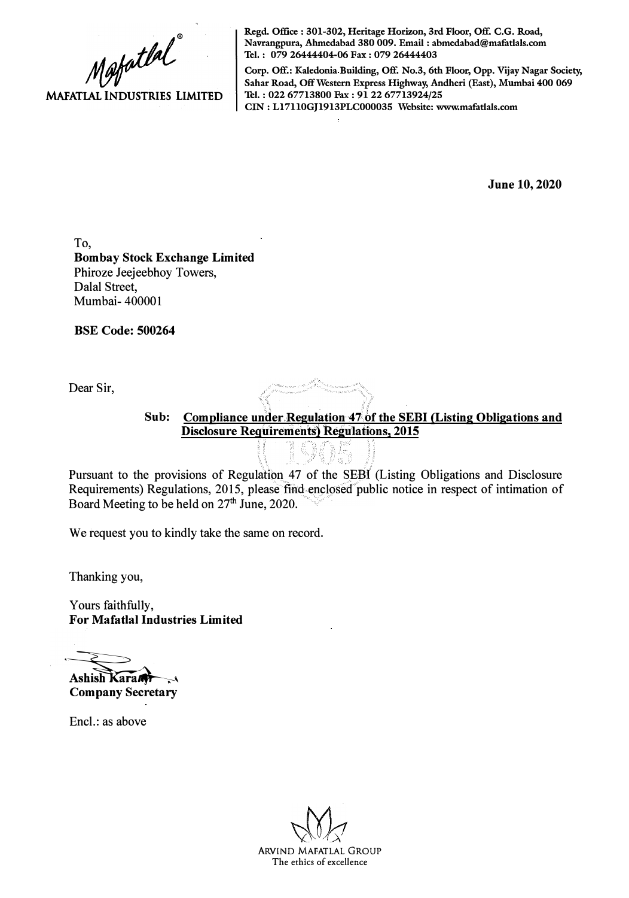Mafatlal®

**MAFATLAL INDUSTRIES LIMITED**

**Regd. Office : 301-302, Heritage Horizon, 3rd Floor, Off. C.G. Road, Navrangpura, Ahmedabad 380 009. Email : abmedabad@mafatlals.com**
**Tel. : 079 26444404-06 Fax : 079 26444403**
**Corp. Off.: Kaledonia Building, Off. No.3, 6th Floor, Opp. Vijay Nagar Society, Sahar Road, Off Western Express Highway, Andheri (East), Mumbai 400 069**
**Tel. : 022 67713800 Fax : 91 22 67713924/25**
**CIN : L17110GJ1913PLC000035 Website: www.mafatlals.com**

**June 10, 2020**

To,
**Bombay Stock Exchange Limited**
Phiroze Jeejeebhoy Towers,
Dalal Street,
Mumbai- 400001

**BSE Code: 500264**

Dear Sir,

**Sub: Compliance under Regulation 47 of the SEBI (Listing Obligations and Disclosure Requirements) Regulations, 2015**

Pursuant to the provisions of Regulation 47 of the SEBI (Listing Obligations and Disclosure Requirements) Regulations, 2015, please find enclosed public notice in respect of intimation of Board Meeting to be held on 27th June, 2020.

We request you to kindly take the same on record.

Thanking you,

Yours faithfully,
**For Mafatlal Industries Limited**

**Ashish Karanjr**
**Company Secretary**

Encl.: as above

ARVIND MAFATLAL GROUP
The ethics of excellence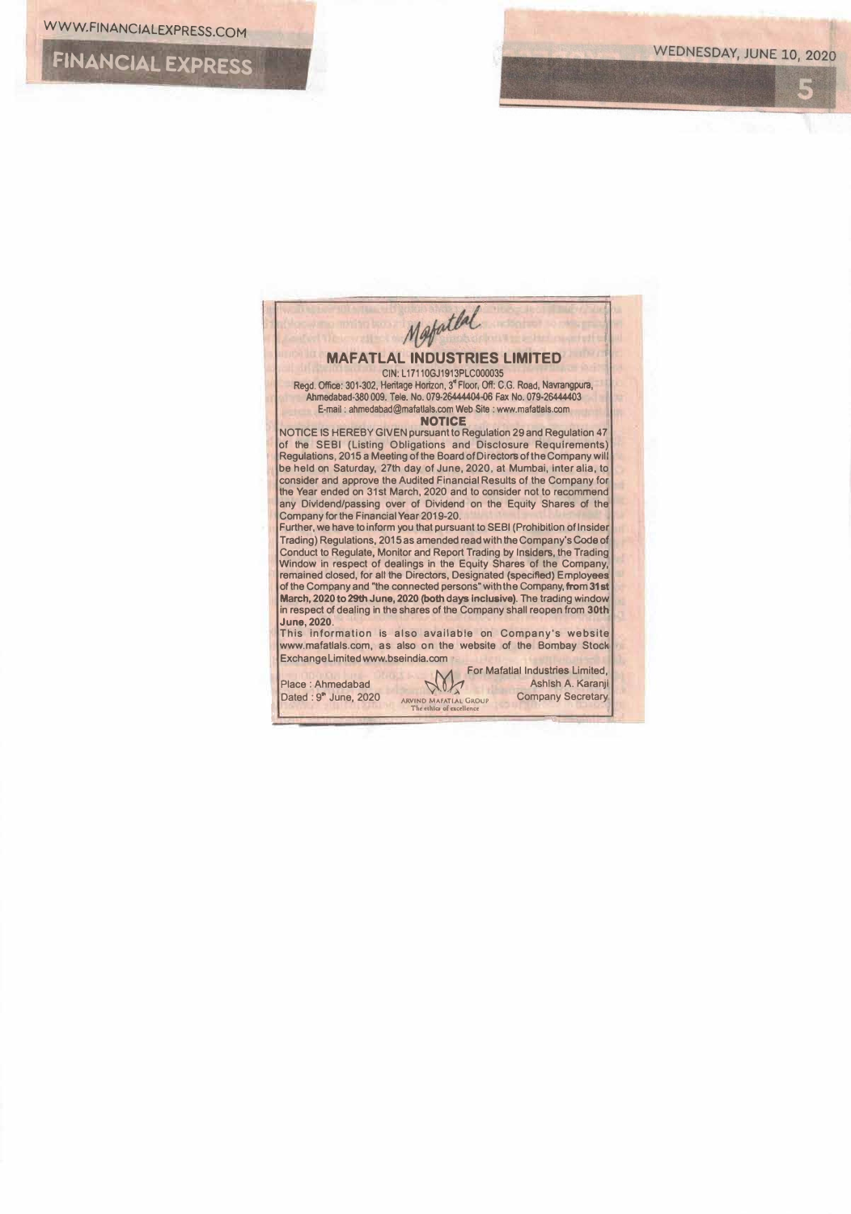Mafatlal

# MAFATLAL INDUSTRIES LIMITED

CIN: L17110GJ1913PLC000035

Regd. Office: 301-302, Heritage Horizon, 3rd Floor, Off: C.G. Road, Navrangpura, Ahmedabad-380 009. Tele. No. 079-26444404-06 Fax No. 079-26444403

E-mail : ahmedabad@mafatlals.com Web Site : www.mafatlals.com

## NOTICE

NOTICE IS HEREBY GIVEN pursuant to Regulation 29 and Regulation 47 of the SEBI (Listing Obligations and Disclosure Requirements) Regulations, 2015 a Meeting of the Board of Directors of the Company will be held on Saturday, 27th day of June, 2020, at Mumbai, inter alia, to consider and approve the Audited Financial Results of the Company for the Year ended on 31st March, 2020 and to consider not to recommend any Dividend/passing over of Dividend on the Equity Shares of the Company for the Financial Year 2019-20.

Further, we have to inform you that pursuant to SEBI (Prohibition of Insider Trading) Regulations, 2015 as amended read with the Company's Code of Conduct to Regulate, Monitor and Report Trading by Insiders, the Trading Window in respect of dealings in the Equity Shares of the Company, remained closed, for all the Directors, Designated (specified) Employees of the Company and "the connected persons" with the Company, **from 31st March, 2020 to 29th June, 2020 (both days inclusive)**. The trading window in respect of dealing in the shares of the Company shall reopen from **30th June, 2020**.

This information is also available on Company's website www.mafatlals.com, as also on the website of the Bombay Stock Exchange Limited www.bseindia.com

Place : Ahmedabad

Dated : 9th June, 2020

ARVIND MAFATLAL GROUP
The ethics of excellence

For Mafatlal Industries Limited,

Ashish A. Karanji

Company Secretary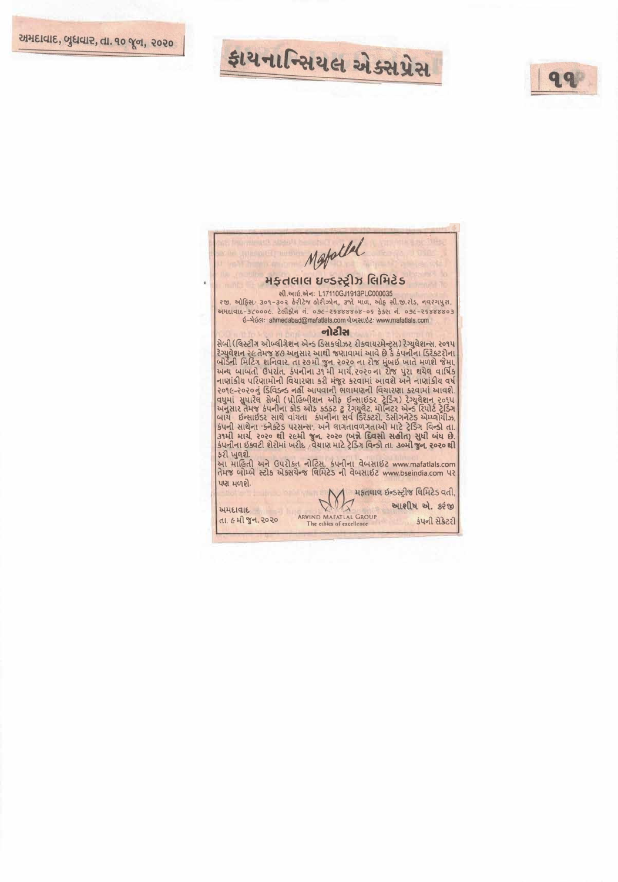અમદાવાદ, બુધવાર, તા. ૧૦ જૂન, ૨૦૨૦

ફાયનાન્સિયલ એક્સપ્રેસ

Mafatlal

## મફતલાલ ઇન્ડસ્ટ્રીઝ લિમિટેડ

સી.આઇ.એન: L17110GJ1913PLC000035

રજી. ઓફિસ: ૩૦૧-૩૦૨ હેરીટેજ હોરીઝોન, ૩જો માળ, ઓફ સી.જી.રોડ, નવરંગપુરા, અમદાવાદ-૩૮૦૦૦૯. ટેલીફોન નં. ૦૭૯-૨૬૪૪૪૪૦૪-૦૬ ફેક્સ નં. ૦૭૯-૨૬૪૪૪૪૦૩

ઇ-મેઇલ: ahmedabad@mafatlals.com વેબસાઇટ: www.mafatlals.com

### નોટીસ

સેબી (લિસ્ટીંગ ઓબ્લીગેશન એન્ડ ડિસક્લોઝર રીકવાયરમેન્ટ્સ) રેગ્યુલેશન્સ, ૨૦૧૫ રેગ્યુલેશન ૨૯ તેમજ ૪૭ અનુસાર આથી જણાવવામાં આવે છે કે કંપનીના ડિરેક્ટરોના બોર્ડની મિટિંગ શનિવાર, તા ૨૦મી જુન, ૨૦૨૦ ના રોજ મુંબઇ ખાતે મળશે જેમા અન્ય બાબતો ઉપરાંત, કંપનીના ૩૧ મી માર્ચ,૨૦૨૦ના રોજ પુરા થયેલ વાર્ષિક નાણાંકીય પરિણામોની વિચારણા કરી મંજૂર કરવામાં આવશે અને નાણાંકીય વર્ષ ૨૦૧૯-૨૦૨૦નું ડિવિડન્ડ નહીં આપવાની ભલામણની વિચારણા કરવામાં આવશે. વધુમાં સુધારેલ સેબી (પ્રોહિબીશન ઓફ ઇન્સાઇડર ટ્રેડિંગ) રેગ્યુલેશન ૨૦૧૫ અનુસાર તેમજ કંપનીના કોડ ઓફ કંડક્ટ ટૂ રેગ્યુલેટ, મોનિટર એન્ડ રિપોર્ટ ટ્રેડિંગ બાય ઇન્સાઇડર સાથે વાંચતા કંપનીના સર્વ ડિરેક્ટરો, ડેસીગનેટેડ એમ્પ્લોયીઝ, કંપની સાથેના 'કનેક્ટેડ પરસન્સ', અને લાગતાવળગતાઓ માટે ટ્રેડિંગ વિન્ડો તા. ૩૧મી માર્ચ, ૨૦૨૦ થી ૨૨મી જુન, ૨૦૨૦ (બન્ને દિવસો સહીત) સુધી બંધ છે. કંપનીના ઇક્વટી શેરોમાં ખરીદ / વેચાણ માટે ટ્રેડિંગ વિન્ડો તા. ૨૩મી જુન, ૨૦૨૦ થી ફરી ખુલશે.

આ માહિતી અને ઉપરોક્ત નોટિસ, કંપનીના વેબસાઇટ www.mafatlals.com તેમજ બોમ્બે સ્ટોક એક્સચેન્જ લિમિટેડ ની વેબસાઇટ www.bseindia.com પર પણ મળશે.

મફતલાલ ઇન્ડસ્ટ્રીઝ લિમિટેડ વતી,

આશીષ એ. કરંજી

કંપની સેક્રેટરી

અમદાવાદ

તા. ૯મી જુન, ૨૦૨૦

ARVIND MAFATLAL GROUP
The ethics of excellence